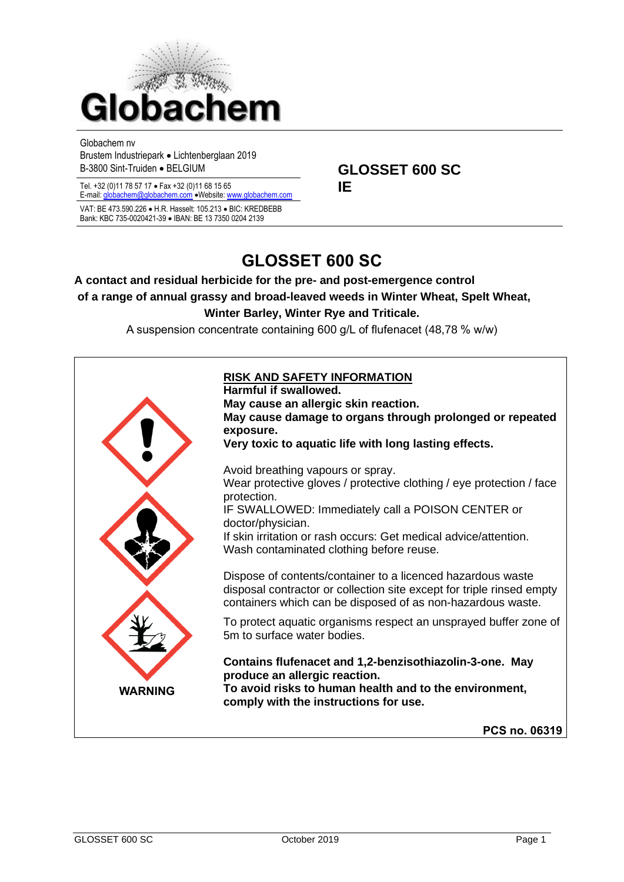Globachem

Globachem nv
Brustem Industriepark • Lichtenberglaan 2019
B-3800 Sint-Truiden • BELGIUM

Tel. +32 (0)11 78 57 17 • Fax +32 (0)11 68 15 65
E-mail: globachem@globachem.com •Website: www.globachem.com

VAT: BE 473.590.226 • H.R. Hasselt: 105.213 • BIC: KREDBEBB
Bank: KBC 735-0020421-39 • IBAN: BE 13 7350 0204 2139

**GLOSSET 600 SC**
**IE**

# GLOSSET 600 SC

**A contact and residual herbicide for the pre- and post-emergence control of a range of annual grassy and broad-leaved weeds in Winter Wheat, Spelt Wheat, Winter Barley, Winter Rye and Triticale.**

A suspension concentrate containing 600 g/L of flufenacet (48,78 % w/w)

**WARNING**

## RISK AND SAFETY INFORMATION

**Harmful if swallowed.**
**May cause an allergic skin reaction.**
**May cause damage to organs through prolonged or repeated exposure.**
**Very toxic to aquatic life with long lasting effects.**

Avoid breathing vapours or spray.
Wear protective gloves / protective clothing / eye protection / face protection.
IF SWALLOWED: Immediately call a POISON CENTER or doctor/physician.
If skin irritation or rash occurs: Get medical advice/attention.
Wash contaminated clothing before reuse.

Dispose of contents/container to a licenced hazardous waste disposal contractor or collection site except for triple rinsed empty containers which can be disposed of as non-hazardous waste.

To protect aquatic organisms respect an unsprayed buffer zone of 5m to surface water bodies.

**Contains flufenacet and 1,2-benzisothiazolin-3-one. May produce an allergic reaction.**
**To avoid risks to human health and to the environment, comply with the instructions for use.**

**PCS no. 06319**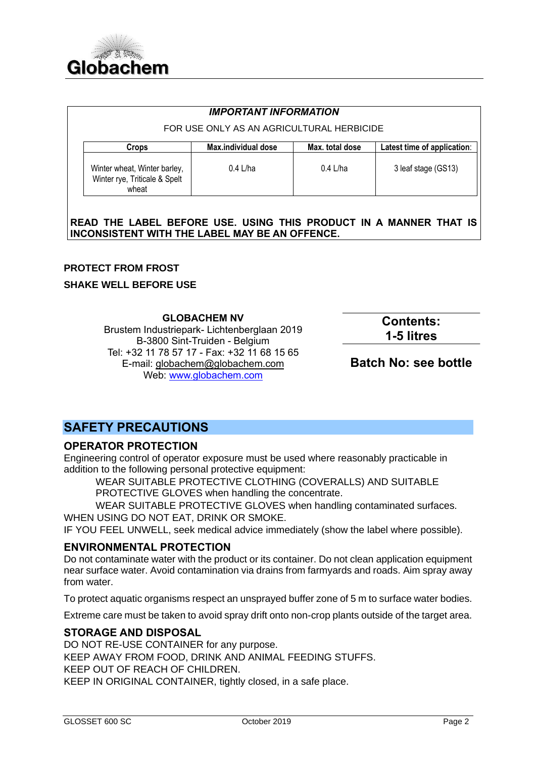Globachem

**_IMPORTANT INFORMATION_**

FOR USE ONLY AS AN AGRICULTURAL HERBICIDE

| Crops | Max.individual dose | Max. total dose | Latest time of application: |
|---|---|---|---|
| Winter wheat, Winter barley, Winter rye, Triticale & Spelt wheat | 0.4 L/ha | 0.4 L/ha | 3 leaf stage (GS13) |

**READ THE LABEL BEFORE USE. USING THIS PRODUCT IN A MANNER THAT IS INCONSISTENT WITH THE LABEL MAY BE AN OFFENCE.**

**PROTECT FROM FROST**

**SHAKE WELL BEFORE USE**

**GLOBACHEM NV**
Brustem Industriepark- Lichtenberglaan 2019
B-3800 Sint-Truiden - Belgium
Tel: +32 11 78 57 17 - Fax: +32 11 68 15 65
E-mail: globachem@globachem.com
Web: www.globachem.com

**Contents:**
**1-5 litres**

**Batch No: see bottle**

## SAFETY PRECAUTIONS

### OPERATOR PROTECTION

Engineering control of operator exposure must be used where reasonably practicable in addition to the following personal protective equipment:

WEAR SUITABLE PROTECTIVE CLOTHING (COVERALLS) AND SUITABLE PROTECTIVE GLOVES when handling the concentrate.

WEAR SUITABLE PROTECTIVE GLOVES when handling contaminated surfaces.

WHEN USING DO NOT EAT, DRINK OR SMOKE.

IF YOU FEEL UNWELL, seek medical advice immediately (show the label where possible).

### ENVIRONMENTAL PROTECTION

Do not contaminate water with the product or its container. Do not clean application equipment near surface water. Avoid contamination via drains from farmyards and roads. Aim spray away from water.

To protect aquatic organisms respect an unsprayed buffer zone of 5 m to surface water bodies.

Extreme care must be taken to avoid spray drift onto non-crop plants outside of the target area.

### STORAGE AND DISPOSAL

DO NOT RE-USE CONTAINER for any purpose.

KEEP AWAY FROM FOOD, DRINK AND ANIMAL FEEDING STUFFS.

KEEP OUT OF REACH OF CHILDREN.

KEEP IN ORIGINAL CONTAINER, tightly closed, in a safe place.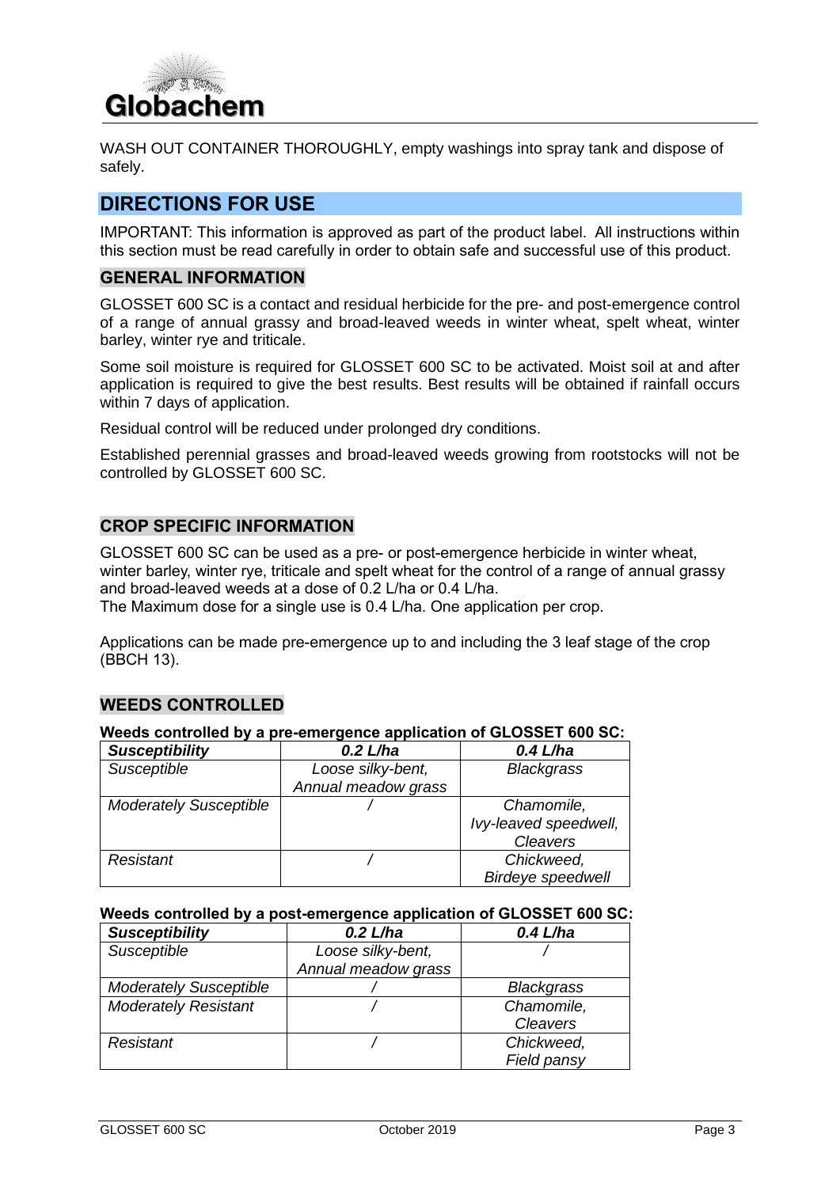WASH OUT CONTAINER THOROUGHLY, empty washings into spray tank and dispose of safely.

## DIRECTIONS FOR USE

IMPORTANT: This information is approved as part of the product label. All instructions within this section must be read carefully in order to obtain safe and successful use of this product.

### GENERAL INFORMATION

GLOSSET 600 SC is a contact and residual herbicide for the pre- and post-emergence control of a range of annual grassy and broad-leaved weeds in winter wheat, spelt wheat, winter barley, winter rye and triticale.

Some soil moisture is required for GLOSSET 600 SC to be activated. Moist soil at and after application is required to give the best results. Best results will be obtained if rainfall occurs within 7 days of application.

Residual control will be reduced under prolonged dry conditions.

Established perennial grasses and broad-leaved weeds growing from rootstocks will not be controlled by GLOSSET 600 SC.

### CROP SPECIFIC INFORMATION

GLOSSET 600 SC can be used as a pre- or post-emergence herbicide in winter wheat, winter barley, winter rye, triticale and spelt wheat for the control of a range of annual grassy and broad-leaved weeds at a dose of 0.2 L/ha or 0.4 L/ha.
The Maximum dose for a single use is 0.4 L/ha. One application per crop.

Applications can be made pre-emergence up to and including the 3 leaf stage of the crop (BBCH 13).

### WEEDS CONTROLLED

**Weeds controlled by a pre-emergence application of GLOSSET 600 SC:**

| ***Susceptibility*** | ***0.2 L/ha*** | ***0.4 L/ha*** |
|---|---|---|
| *Susceptible* | *Loose silky-bent, Annual meadow grass* | *Blackgrass* |
| *Moderately Susceptible* | / | *Chamomile, Ivy-leaved speedwell, Cleavers* |
| *Resistant* | / | *Chickweed, Birdeye speedwell* |

**Weeds controlled by a post-emergence application of GLOSSET 600 SC:**

| ***Susceptibility*** | ***0.2 L/ha*** | ***0.4 L/ha*** |
|---|---|---|
| *Susceptible* | *Loose silky-bent, Annual meadow grass* | / |
| *Moderately Susceptible* | / | *Blackgrass* |
| *Moderately Resistant* | / | *Chamomile, Cleavers* |
| *Resistant* | / | *Chickweed, Field pansy* |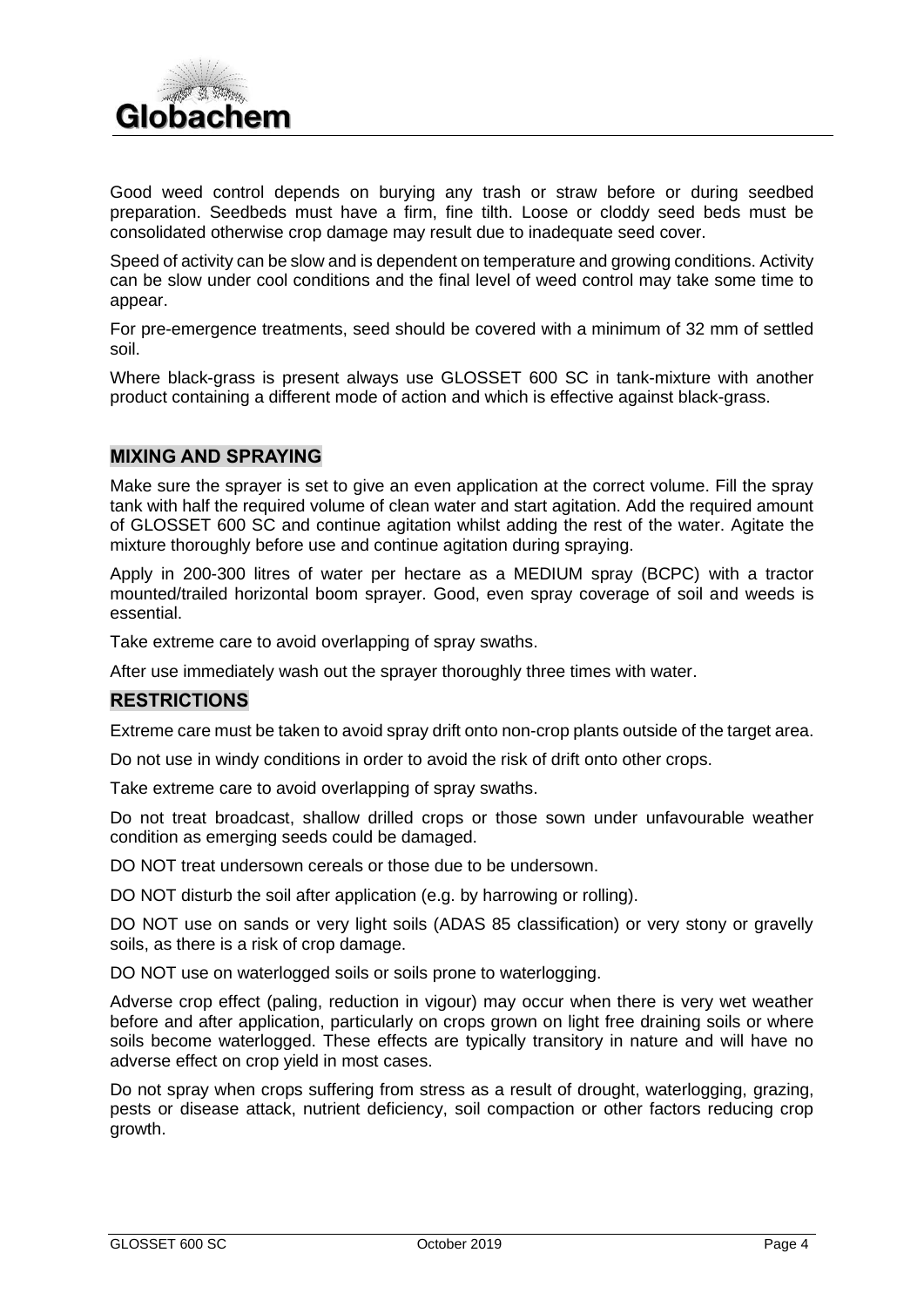Good weed control depends on burying any trash or straw before or during seedbed preparation. Seedbeds must have a firm, fine tilth. Loose or cloddy seed beds must be consolidated otherwise crop damage may result due to inadequate seed cover.

Speed of activity can be slow and is dependent on temperature and growing conditions. Activity can be slow under cool conditions and the final level of weed control may take some time to appear.

For pre-emergence treatments, seed should be covered with a minimum of 32 mm of settled soil.

Where black-grass is present always use GLOSSET 600 SC in tank-mixture with another product containing a different mode of action and which is effective against black-grass.

## MIXING AND SPRAYING

Make sure the sprayer is set to give an even application at the correct volume. Fill the spray tank with half the required volume of clean water and start agitation. Add the required amount of GLOSSET 600 SC and continue agitation whilst adding the rest of the water. Agitate the mixture thoroughly before use and continue agitation during spraying.

Apply in 200-300 litres of water per hectare as a MEDIUM spray (BCPC) with a tractor mounted/trailed horizontal boom sprayer. Good, even spray coverage of soil and weeds is essential.

Take extreme care to avoid overlapping of spray swaths.

After use immediately wash out the sprayer thoroughly three times with water.

## RESTRICTIONS

Extreme care must be taken to avoid spray drift onto non-crop plants outside of the target area.

Do not use in windy conditions in order to avoid the risk of drift onto other crops.

Take extreme care to avoid overlapping of spray swaths.

Do not treat broadcast, shallow drilled crops or those sown under unfavourable weather condition as emerging seeds could be damaged.

DO NOT treat undersown cereals or those due to be undersown.

DO NOT disturb the soil after application (e.g. by harrowing or rolling).

DO NOT use on sands or very light soils (ADAS 85 classification) or very stony or gravelly soils, as there is a risk of crop damage.

DO NOT use on waterlogged soils or soils prone to waterlogging.

Adverse crop effect (paling, reduction in vigour) may occur when there is very wet weather before and after application, particularly on crops grown on light free draining soils or where soils become waterlogged. These effects are typically transitory in nature and will have no adverse effect on crop yield in most cases.

Do not spray when crops suffering from stress as a result of drought, waterlogging, grazing, pests or disease attack, nutrient deficiency, soil compaction or other factors reducing crop growth.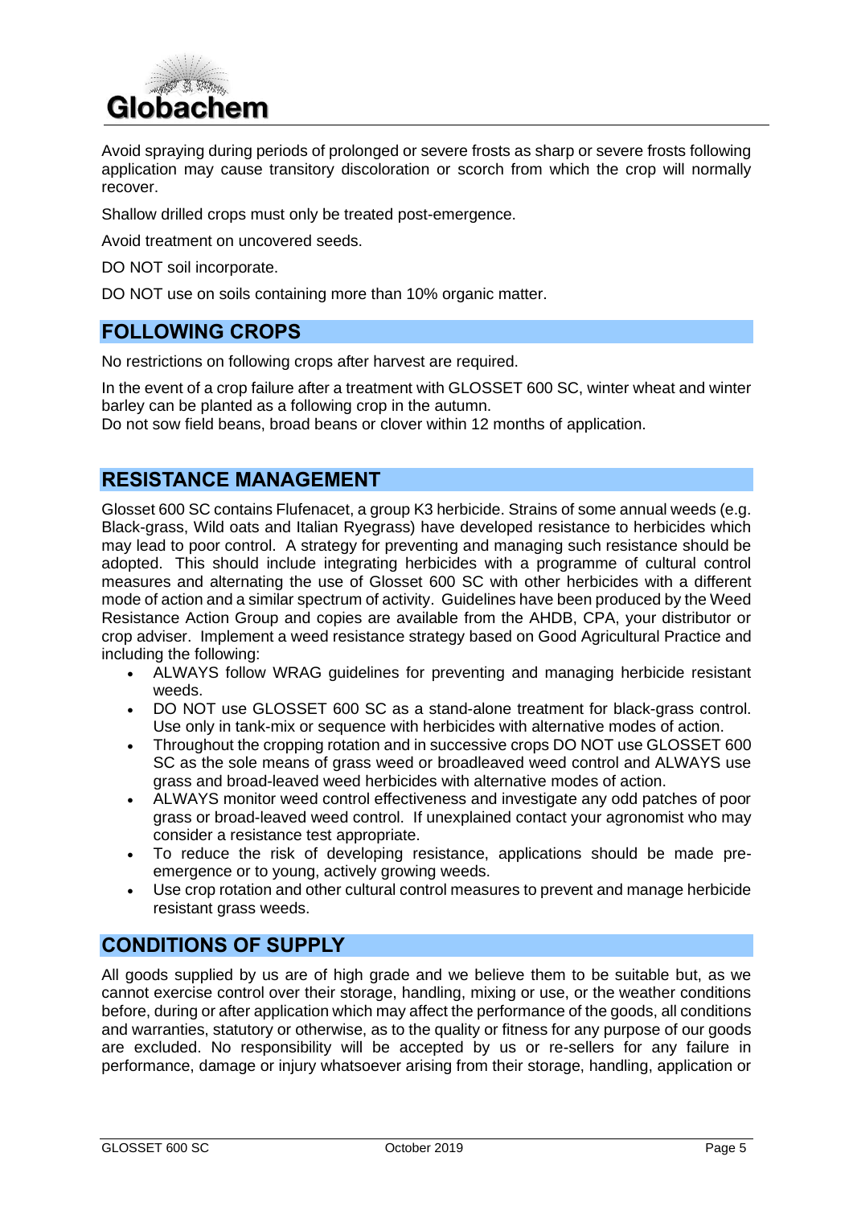Avoid spraying during periods of prolonged or severe frosts as sharp or severe frosts following application may cause transitory discoloration or scorch from which the crop will normally recover.

Shallow drilled crops must only be treated post-emergence.

Avoid treatment on uncovered seeds.

DO NOT soil incorporate.

DO NOT use on soils containing more than 10% organic matter.

## FOLLOWING CROPS

No restrictions on following crops after harvest are required.

In the event of a crop failure after a treatment with GLOSSET 600 SC, winter wheat and winter barley can be planted as a following crop in the autumn.
Do not sow field beans, broad beans or clover within 12 months of application.

## RESISTANCE MANAGEMENT

Glosset 600 SC contains Flufenacet, a group K3 herbicide. Strains of some annual weeds (e.g. Black-grass, Wild oats and Italian Ryegrass) have developed resistance to herbicides which may lead to poor control. A strategy for preventing and managing such resistance should be adopted. This should include integrating herbicides with a programme of cultural control measures and alternating the use of Glosset 600 SC with other herbicides with a different mode of action and a similar spectrum of activity. Guidelines have been produced by the Weed Resistance Action Group and copies are available from the AHDB, CPA, your distributor or crop adviser. Implement a weed resistance strategy based on Good Agricultural Practice and including the following:

- ALWAYS follow WRAG guidelines for preventing and managing herbicide resistant weeds.
- DO NOT use GLOSSET 600 SC as a stand-alone treatment for black-grass control. Use only in tank-mix or sequence with herbicides with alternative modes of action.
- Throughout the cropping rotation and in successive crops DO NOT use GLOSSET 600 SC as the sole means of grass weed or broadleaved weed control and ALWAYS use grass and broad-leaved weed herbicides with alternative modes of action.
- ALWAYS monitor weed control effectiveness and investigate any odd patches of poor grass or broad-leaved weed control. If unexplained contact your agronomist who may consider a resistance test appropriate.
- To reduce the risk of developing resistance, applications should be made pre-emergence or to young, actively growing weeds.
- Use crop rotation and other cultural control measures to prevent and manage herbicide resistant grass weeds.

## CONDITIONS OF SUPPLY

All goods supplied by us are of high grade and we believe them to be suitable but, as we cannot exercise control over their storage, handling, mixing or use, or the weather conditions before, during or after application which may affect the performance of the goods, all conditions and warranties, statutory or otherwise, as to the quality or fitness for any purpose of our goods are excluded. No responsibility will be accepted by us or re-sellers for any failure in performance, damage or injury whatsoever arising from their storage, handling, application or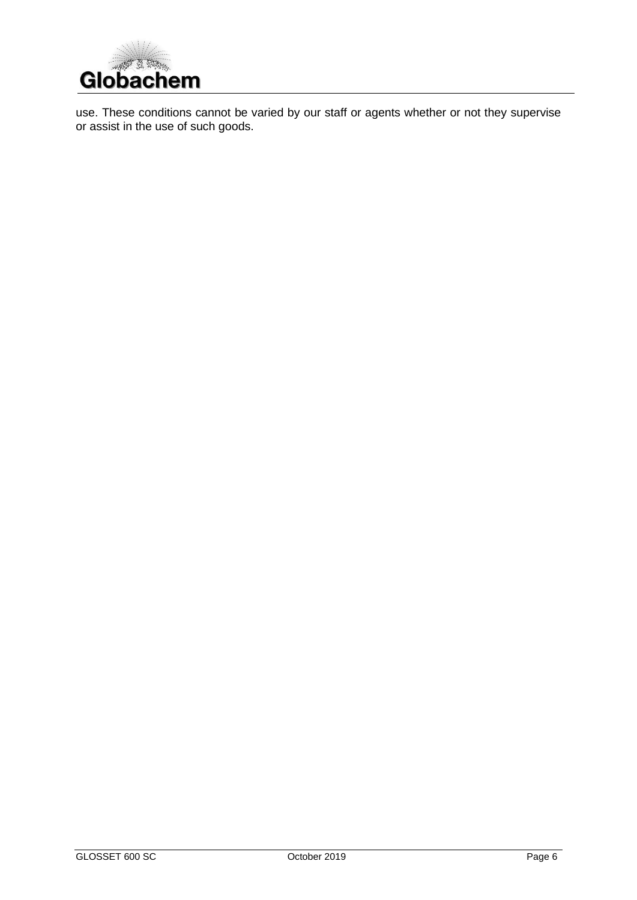use. These conditions cannot be varied by our staff or agents whether or not they supervise or assist in the use of such goods.